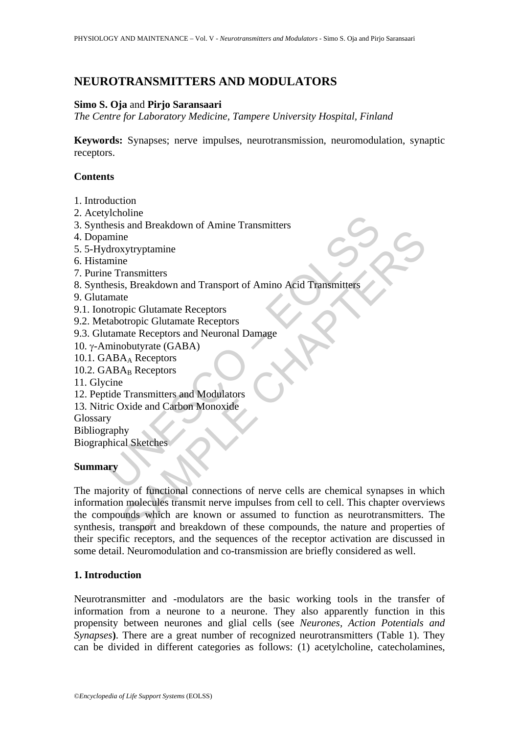# NEUROTRANSMITTERS AND MODULATORS

**Simo S. Oja** and **Pirjo Saransaari**
*The Centre for Laboratory Medicine, Tampere University Hospital, Finland*

**Keywords:** Synapses; nerve impulses, neurotransmission, neuromodulation, synaptic receptors.

## Contents

1. Introduction
2. Acetylcholine
3. Synthesis and Breakdown of Amine Transmitters
4. Dopamine
5. 5-Hydroxytryptamine
6. Histamine
7. Purine Transmitters
8. Synthesis, Breakdown and Transport of Amino Acid Transmitters
9. Glutamate
9.1. Ionotropic Glutamate Receptors
9.2. Metabotropic Glutamate Receptors
9.3. Glutamate Receptors and Neuronal Damage
10. γ-Aminobutyrate (GABA)
10.1. $GABA_A$ Receptors
10.2. $GABA_B$ Receptors
11. Glycine
12. Peptide Transmitters and Modulators
13. Nitric Oxide and Carbon Monoxide
Glossary
Bibliography
Biographical Sketches

## Summary

The majority of functional connections of nerve cells are chemical synapses in which information molecules transmit nerve impulses from cell to cell. This chapter overviews the compounds which are known or assumed to function as neurotransmitters. The synthesis, transport and breakdown of these compounds, the nature and properties of their specific receptors, and the sequences of the receptor activation are discussed in some detail. Neuromodulation and co-transmission are briefly considered as well.

## 1. Introduction

Neurotransmitter and -modulators are the basic working tools in the transfer of information from a neurone to a neurone. They also apparently function in this propensity between neurones and glial cells (see *Neurones, Action Potentials and Synapses*). There are a great number of recognized neurotransmitters (Table 1). They can be divided in different categories as follows: (1) acetylcholine, catecholamines,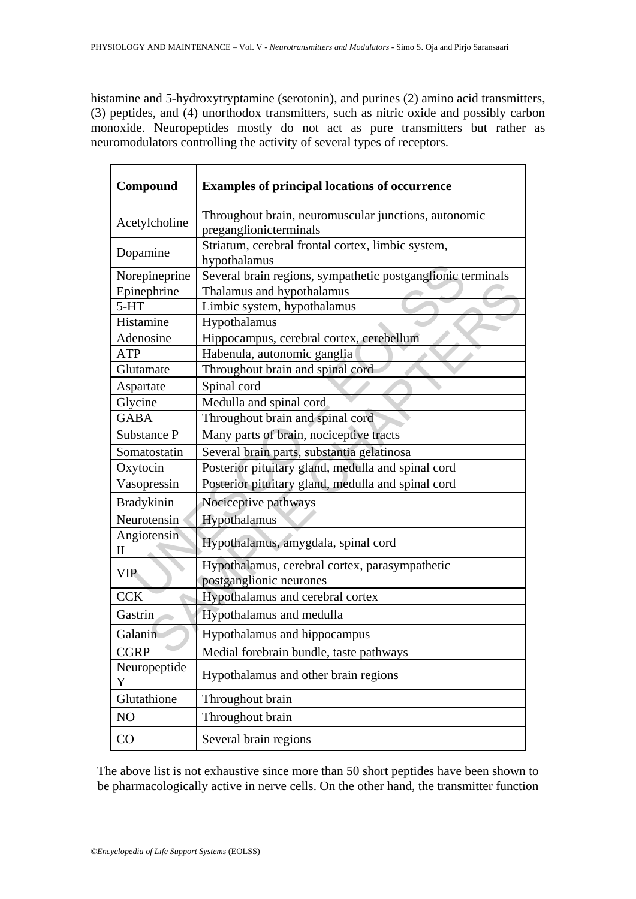histamine and 5-hydroxytryptamine (serotonin), and purines (2) amino acid transmitters, (3) peptides, and (4) unorthodox transmitters, such as nitric oxide and possibly carbon monoxide. Neuropeptides mostly do not act as pure transmitters but rather as neuromodulators controlling the activity of several types of receptors.

| **Compound** | **Examples of principal locations of occurrence** |
|---|---|
| Acetylcholine | Throughout brain, neuromuscular junctions, autonomic preganglionicterminals |
| Dopamine | Striatum, cerebral frontal cortex, limbic system, hypothalamus |
| Norepineprine | Several brain regions, sympathetic postganglionic terminals |
| Epinephrine | Thalamus and hypothalamus |
| 5-HT | Limbic system, hypothalamus |
| Histamine | Hypothalamus |
| Adenosine | Hippocampus, cerebral cortex, cerebellum |
| ATP | Habenula, autonomic ganglia |
| Glutamate | Throughout brain and spinal cord |
| Aspartate | Spinal cord |
| Glycine | Medulla and spinal cord |
| GABA | Throughout brain and spinal cord |
| Substance P | Many parts of brain, nociceptive tracts |
| Somatostatin | Several brain parts, substantia gelatinosa |
| Oxytocin | Posterior pituitary gland, medulla and spinal cord |
| Vasopressin | Posterior pituitary gland, medulla and spinal cord |
| Bradykinin | Nociceptive pathways |
| Neurotensin | Hypothalamus |
| Angiotensin II | Hypothalamus, amygdala, spinal cord |
| VIP | Hypothalamus, cerebral cortex, parasympathetic postganglionic neurones |
| CCK | Hypothalamus and cerebral cortex |
| Gastrin | Hypothalamus and medulla |
| Galanin | Hypothalamus and hippocampus |
| CGRP | Medial forebrain bundle, taste pathways |
| Neuropeptide Y | Hypothalamus and other brain regions |
| Glutathione | Throughout brain |
| NO | Throughout brain |
| CO | Several brain regions |

The above list is not exhaustive since more than 50 short peptides have been shown to be pharmacologically active in nerve cells. On the other hand, the transmitter function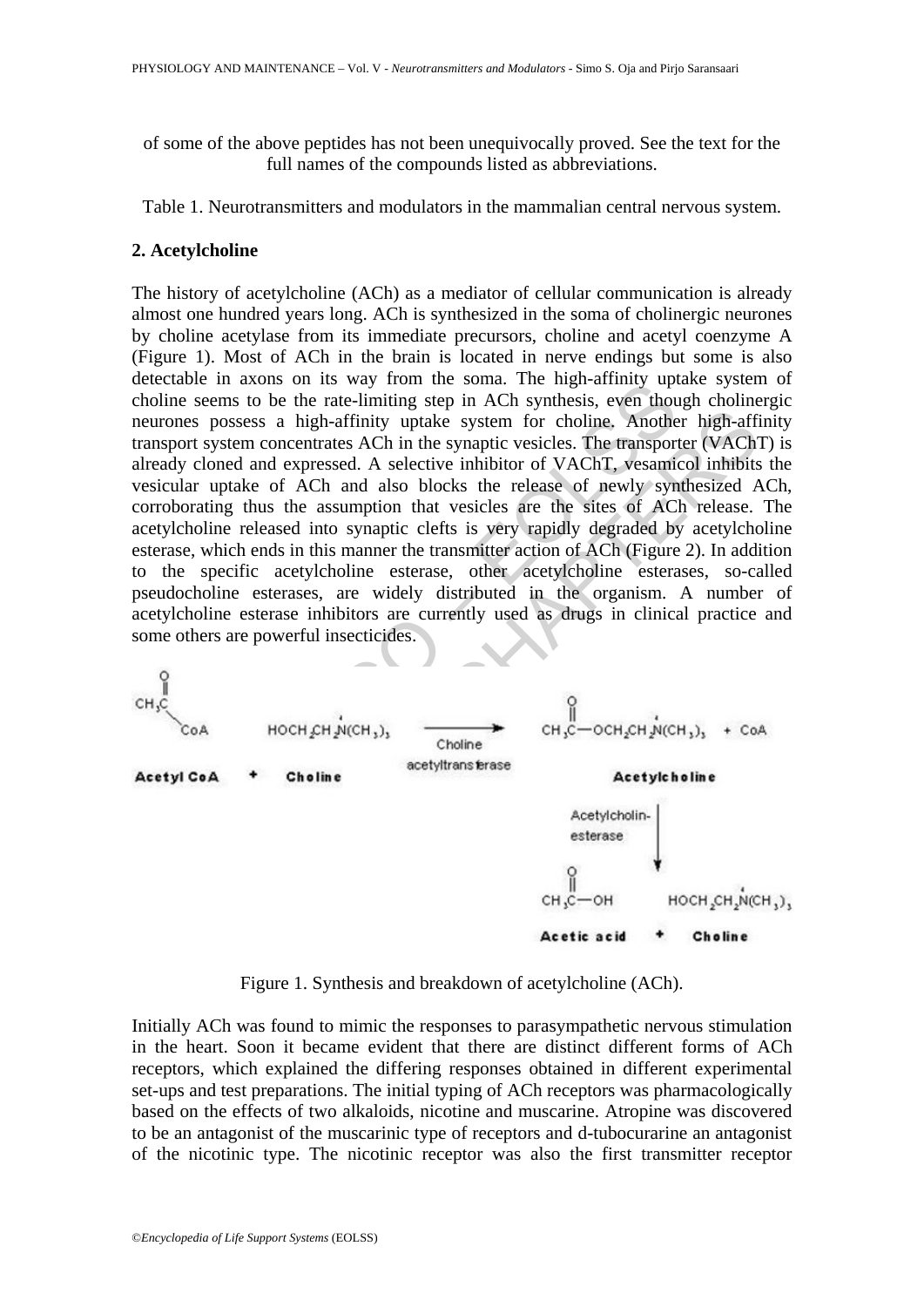of some of the above peptides has not been unequivocally proved. See the text for the full names of the compounds listed as abbreviations.

Table 1. Neurotransmitters and modulators in the mammalian central nervous system.

## 2. Acetylcholine

The history of acetylcholine (ACh) as a mediator of cellular communication is already almost one hundred years long. ACh is synthesized in the soma of cholinergic neurones by choline acetylase from its immediate precursors, choline and acetyl coenzyme A (Figure 1). Most of ACh in the brain is located in nerve endings but some is also detectable in axons on its way from the soma. The high-affinity uptake system of choline seems to be the rate-limiting step in ACh synthesis, even though cholinergic neurones possess a high-affinity uptake system for choline. Another high-affinity transport system concentrates ACh in the synaptic vesicles. The transporter (VAChT) is already cloned and expressed. A selective inhibitor of VAChT, vesamicol inhibits the vesicular uptake of ACh and also blocks the release of newly synthesized ACh, corroborating thus the assumption that vesicles are the sites of ACh release. The acetylcholine released into synaptic clefts is very rapidly degraded by acetylcholine esterase, which ends in this manner the transmitter action of ACh (Figure 2). In addition to the specific acetylcholine esterase, other acetylcholine esterases, so-called pseudocholine esterases, are widely distributed in the organism. A number of acetylcholine esterase inhibitors are currently used as drugs in clinical practice and some others are powerful insecticides.

$$\underset{\textbf{Acetyl CoA}}{CH_3C(=O)CoA} + \underset{\textbf{Choline}}{HOCH_2CH_2N^+(CH_3)_3} \xrightarrow[\text{acetyltransferase}]{\text{Choline}} \underset{\textbf{Acetylcholine}}{CH_3C(=O){-}OCH_2CH_2N^+(CH_3)_3} + CoA$$

$$\underset{\textbf{Acetylcholine}}{CH_3C(=O){-}OCH_2CH_2N^+(CH_3)_3} \xrightarrow{\text{Acetylcholinesterase}} \underset{\textbf{Acetic acid}}{CH_3C(=O){-}OH} + \underset{\textbf{Choline}}{HOCH_2CH_2N^+(CH_3)_3}$$

Figure 1. Synthesis and breakdown of acetylcholine (ACh).

Initially ACh was found to mimic the responses to parasympathetic nervous stimulation in the heart. Soon it became evident that there are distinct different forms of ACh receptors, which explained the differing responses obtained in different experimental set-ups and test preparations. The initial typing of ACh receptors was pharmacologically based on the effects of two alkaloids, nicotine and muscarine. Atropine was discovered to be an antagonist of the muscarinic type of receptors and d-tubocurarine an antagonist of the nicotinic type. The nicotinic receptor was also the first transmitter receptor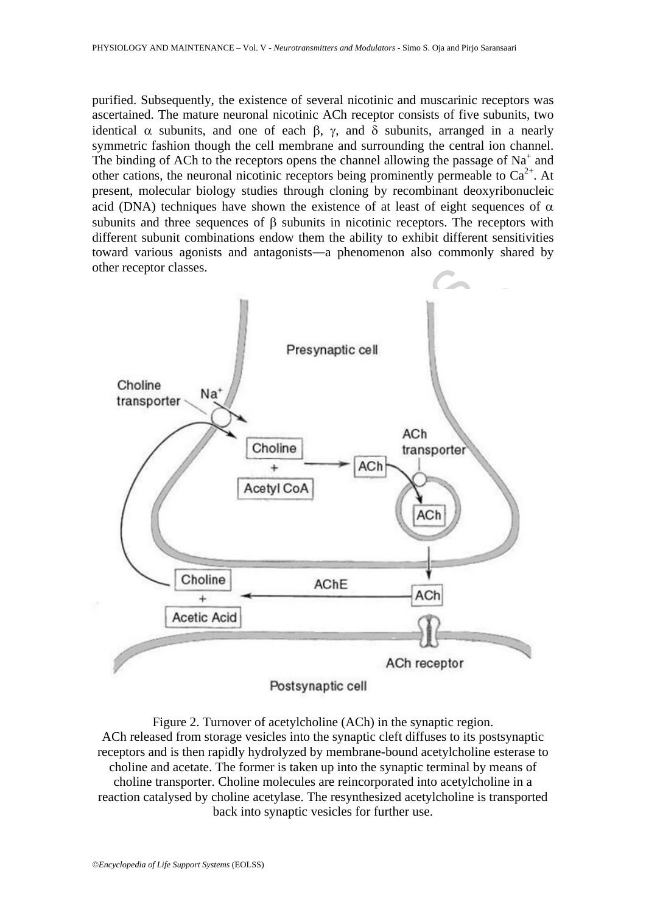purified. Subsequently, the existence of several nicotinic and muscarinic receptors was ascertained. The mature neuronal nicotinic ACh receptor consists of five subunits, two identical α subunits, and one of each β, γ, and δ subunits, arranged in a nearly symmetric fashion though the cell membrane and surrounding the central ion channel. The binding of ACh to the receptors opens the channel allowing the passage of $Na^{+}$ and other cations, the neuronal nicotinic receptors being prominently permeable to $Ca^{2+}$. At present, molecular biology studies through cloning by recombinant deoxyribonucleic acid (DNA) techniques have shown the existence of at least of eight sequences of α subunits and three sequences of β subunits in nicotinic receptors. The receptors with different subunit combinations endow them the ability to exhibit different sensitivities toward various agonists and antagonists—a phenomenon also commonly shared by other receptor classes.

Figure 2. Turnover of acetylcholine (ACh) in the synaptic region.
ACh released from storage vesicles into the synaptic cleft diffuses to its postsynaptic receptors and is then rapidly hydrolyzed by membrane-bound acetylcholine esterase to choline and acetate. The former is taken up into the synaptic terminal by means of choline transporter. Choline molecules are reincorporated into acetylcholine in a reaction catalysed by choline acetylase. The resynthesized acetylcholine is transported back into synaptic vesicles for further use.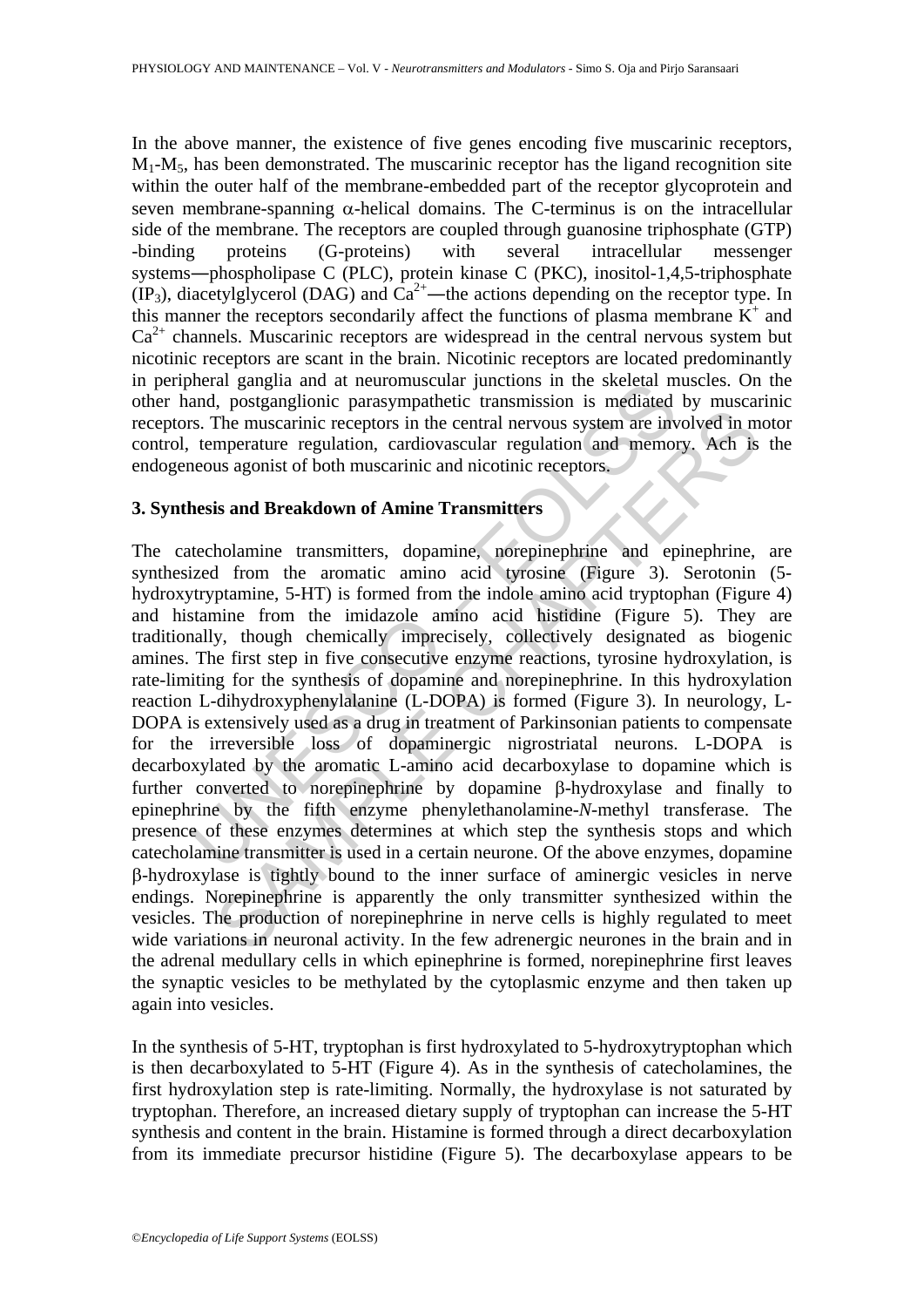In the above manner, the existence of five genes encoding five muscarinic receptors, $M_1$-$M_5$, has been demonstrated. The muscarinic receptor has the ligand recognition site within the outer half of the membrane-embedded part of the receptor glycoprotein and seven membrane-spanning α-helical domains. The C-terminus is on the intracellular side of the membrane. The receptors are coupled through guanosine triphosphate (GTP) -binding proteins (G-proteins) with several intracellular messenger systems―phospholipase C (PLC), protein kinase C (PKC), inositol-1,4,5-triphosphate ($IP_3$), diacetylglycerol (DAG) and $Ca^{2+}$―the actions depending on the receptor type. In this manner the receptors secondarily affect the functions of plasma membrane $K^+$ and $Ca^{2+}$ channels. Muscarinic receptors are widespread in the central nervous system but nicotinic receptors are scant in the brain. Nicotinic receptors are located predominantly in peripheral ganglia and at neuromuscular junctions in the skeletal muscles. On the other hand, postganglionic parasympathetic transmission is mediated by muscarinic receptors. The muscarinic receptors in the central nervous system are involved in motor control, temperature regulation, cardiovascular regulation and memory. Ach is the endogeneous agonist of both muscarinic and nicotinic receptors.

## 3. Synthesis and Breakdown of Amine Transmitters

The catecholamine transmitters, dopamine, norepinephrine and epinephrine, are synthesized from the aromatic amino acid tyrosine (Figure 3). Serotonin (5-hydroxytryptamine, 5-HT) is formed from the indole amino acid tryptophan (Figure 4) and histamine from the imidazole amino acid histidine (Figure 5). They are traditionally, though chemically imprecisely, collectively designated as biogenic amines. The first step in five consecutive enzyme reactions, tyrosine hydroxylation, is rate-limiting for the synthesis of dopamine and norepinephrine. In this hydroxylation reaction L-dihydroxyphenylalanine (L-DOPA) is formed (Figure 3). In neurology, L-DOPA is extensively used as a drug in treatment of Parkinsonian patients to compensate for the irreversible loss of dopaminergic nigrostriatal neurons. L-DOPA is decarboxylated by the aromatic L-amino acid decarboxylase to dopamine which is further converted to norepinephrine by dopamine β-hydroxylase and finally to epinephrine by the fifth enzyme phenylethanolamine-*N*-methyl transferase. The presence of these enzymes determines at which step the synthesis stops and which catecholamine transmitter is used in a certain neurone. Of the above enzymes, dopamine β-hydroxylase is tightly bound to the inner surface of aminergic vesicles in nerve endings. Norepinephrine is apparently the only transmitter synthesized within the vesicles. The production of norepinephrine in nerve cells is highly regulated to meet wide variations in neuronal activity. In the few adrenergic neurones in the brain and in the adrenal medullary cells in which epinephrine is formed, norepinephrine first leaves the synaptic vesicles to be methylated by the cytoplasmic enzyme and then taken up again into vesicles.

In the synthesis of 5-HT, tryptophan is first hydroxylated to 5-hydroxytryptophan which is then decarboxylated to 5-HT (Figure 4). As in the synthesis of catecholamines, the first hydroxylation step is rate-limiting. Normally, the hydroxylase is not saturated by tryptophan. Therefore, an increased dietary supply of tryptophan can increase the 5-HT synthesis and content in the brain. Histamine is formed through a direct decarboxylation from its immediate precursor histidine (Figure 5). The decarboxylase appears to be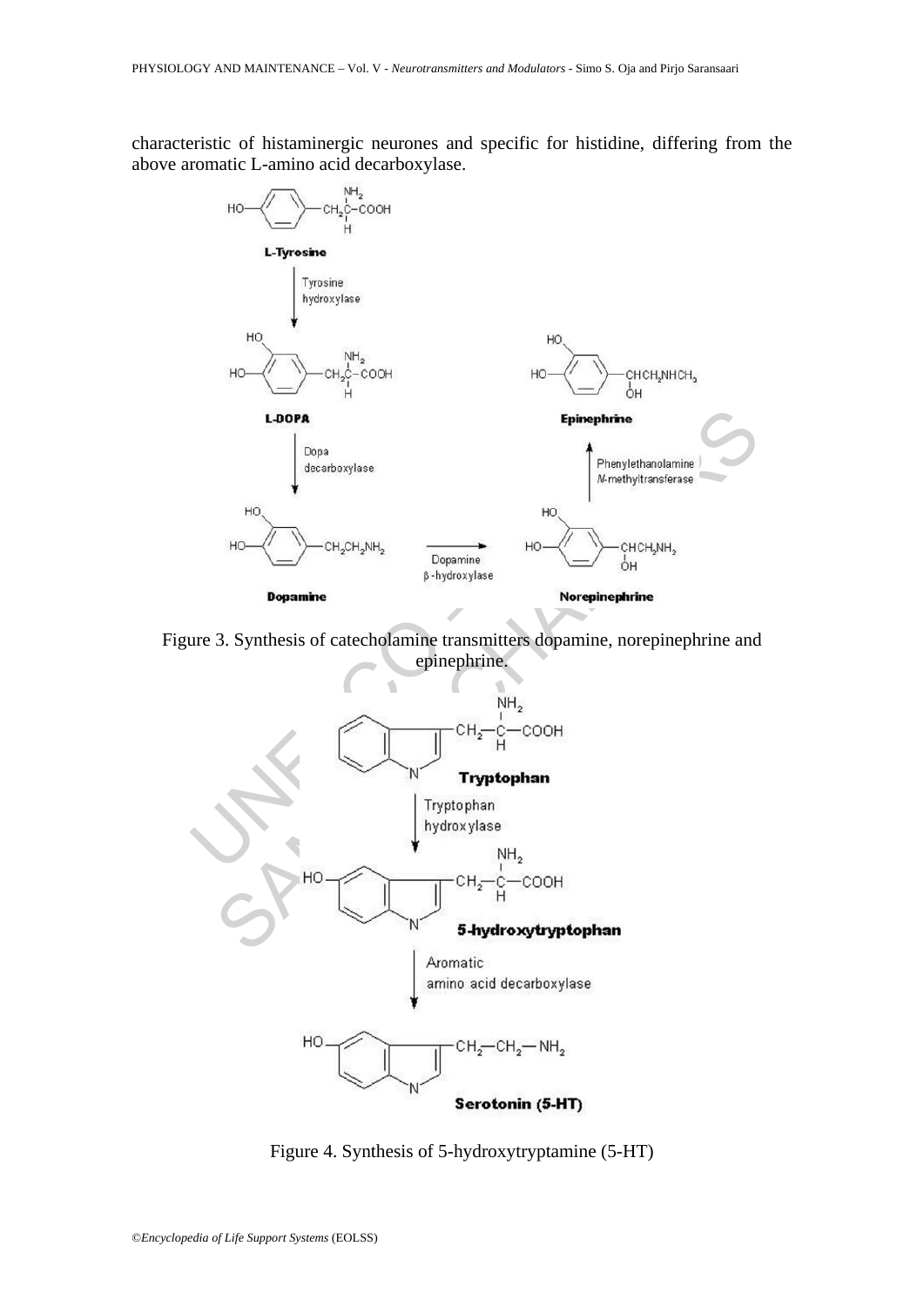characteristic of histaminergic neurones and specific for histidine, differing from the above aromatic L-amino acid decarboxylase.

Figure 3. Synthesis of catecholamine transmitters dopamine, norepinephrine and epinephrine.

Figure 4. Synthesis of 5-hydroxytryptamine (5-HT)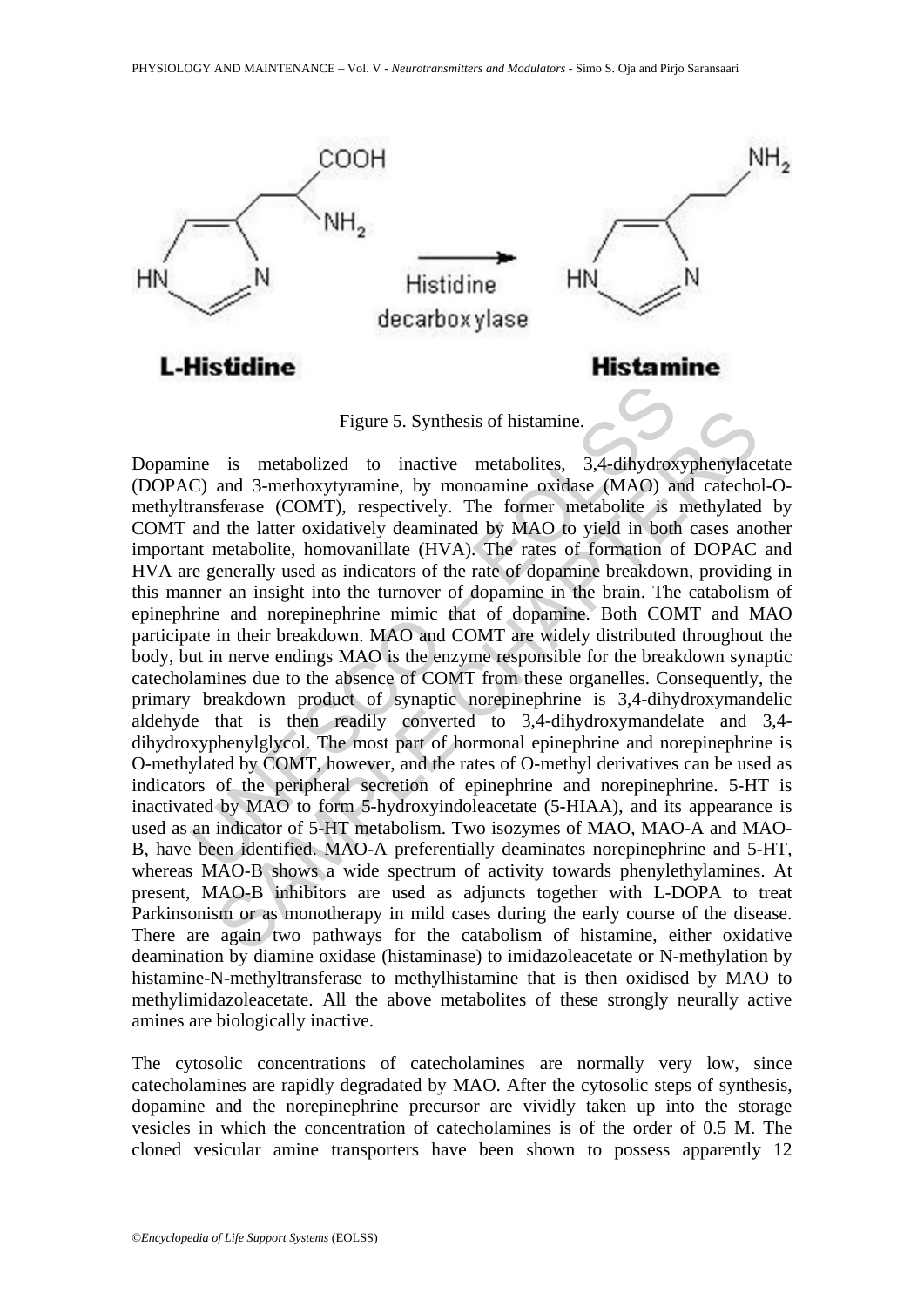Figure 5. Synthesis of histamine.

Dopamine is metabolized to inactive metabolites, 3,4-dihydroxyphenylacetate (DOPAC) and 3-methoxytyramine, by monoamine oxidase (MAO) and catechol-O-methyltransferase (COMT), respectively. The former metabolite is methylated by COMT and the latter oxidatively deaminated by MAO to yield in both cases another important metabolite, homovanillate (HVA). The rates of formation of DOPAC and HVA are generally used as indicators of the rate of dopamine breakdown, providing in this manner an insight into the turnover of dopamine in the brain. The catabolism of epinephrine and norepinephrine mimic that of dopamine. Both COMT and MAO participate in their breakdown. MAO and COMT are widely distributed throughout the body, but in nerve endings MAO is the enzyme responsible for the breakdown synaptic catecholamines due to the absence of COMT from these organelles. Consequently, the primary breakdown product of synaptic norepinephrine is 3,4-dihydroxymandelic aldehyde that is then readily converted to 3,4-dihydroxymandelate and 3,4-dihydroxyphenylglycol. The most part of hormonal epinephrine and norepinephrine is O-methylated by COMT, however, and the rates of O-methyl derivatives can be used as indicators of the peripheral secretion of epinephrine and norepinephrine. 5-HT is inactivated by MAO to form 5-hydroxyindoleacetate (5-HIAA), and its appearance is used as an indicator of 5-HT metabolism. Two isozymes of MAO, MAO-A and MAO-B, have been identified. MAO-A preferentially deaminates norepinephrine and 5-HT, whereas MAO-B shows a wide spectrum of activity towards phenylethylamines. At present, MAO-B inhibitors are used as adjuncts together with L-DOPA to treat Parkinsonism or as monotherapy in mild cases during the early course of the disease. There are again two pathways for the catabolism of histamine, either oxidative deamination by diamine oxidase (histaminase) to imidazoleacetate or N-methylation by histamine-N-methyltransferase to methylhistamine that is then oxidised by MAO to methylimidazoleacetate. All the above metabolites of these strongly neurally active amines are biologically inactive.

The cytosolic concentrations of catecholamines are normally very low, since catecholamines are rapidly degradated by MAO. After the cytosolic steps of synthesis, dopamine and the norepinephrine precursor are vividly taken up into the storage vesicles in which the concentration of catecholamines is of the order of 0.5 M. The cloned vesicular amine transporters have been shown to possess apparently 12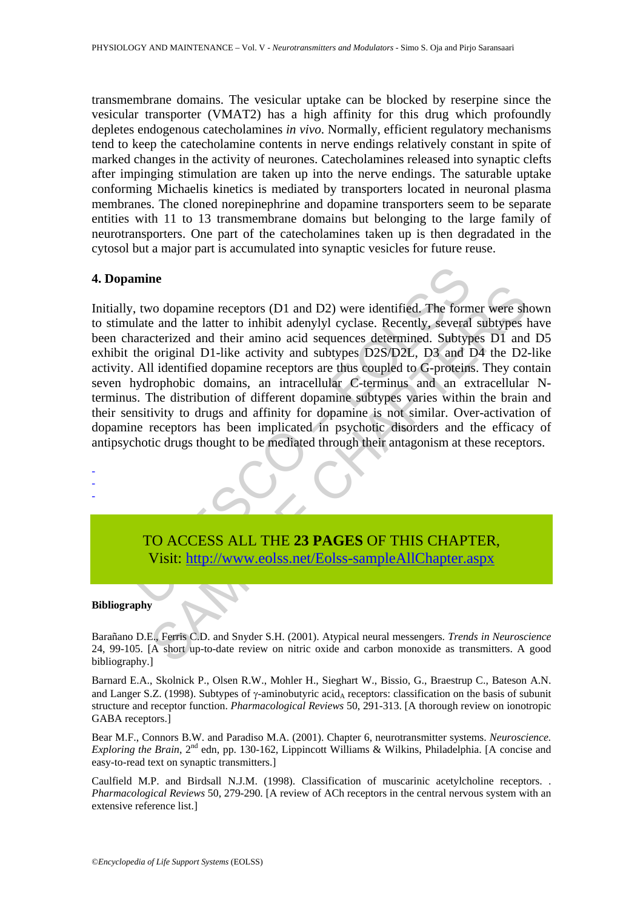transmembrane domains. The vesicular uptake can be blocked by reserpine since the vesicular transporter (VMAT2) has a high affinity for this drug which profoundly depletes endogenous catecholamines *in vivo*. Normally, efficient regulatory mechanisms tend to keep the catecholamine contents in nerve endings relatively constant in spite of marked changes in the activity of neurones. Catecholamines released into synaptic clefts after impinging stimulation are taken up into the nerve endings. The saturable uptake conforming Michaelis kinetics is mediated by transporters located in neuronal plasma membranes. The cloned norepinephrine and dopamine transporters seem to be separate entities with 11 to 13 transmembrane domains but belonging to the large family of neurotransporters. One part of the catecholamines taken up is then degraded in the cytosol but a major part is accumulated into synaptic vesicles for future reuse.

## 4. Dopamine

Initially, two dopamine receptors (D1 and D2) were identified. The former were shown to stimulate and the latter to inhibit adenylyl cyclase. Recently, several subtypes have been characterized and their amino acid sequences determined. Subtypes D1 and D5 exhibit the original D1-like activity and subtypes D2S/D2L, D3 and D4 the D2-like activity. All identified dopamine receptors are thus coupled to G-proteins. They contain seven hydrophobic domains, an intracellular C-terminus and an extracellular N-terminus. The distribution of different dopamine subtypes varies within the brain and their sensitivity to drugs and affinity for dopamine is not similar. Over-activation of dopamine receptors has been implicated in psychotic disorders and the efficacy of antipsychotic drugs thought to be mediated through their antagonism at these receptors.

-
-
-

TO ACCESS ALL THE **23 PAGES** OF THIS CHAPTER,
Visit: [http://www.eolss.net/Eolss-sampleAllChapter.aspx](http://www.eolss.net/Eolss-sampleAllChapter.aspx)

**Bibliography**

Barañano D.E., Ferris C.D. and Snyder S.H. (2001). Atypical neural messengers. *Trends in Neuroscience* 24, 99-105. [A short up-to-date review on nitric oxide and carbon monoxide as transmitters. A good bibliography.]

Barnard E.A., Skolnick P., Olsen R.W., Mohler H., Sieghart W., Bissio, G., Braestrup C., Bateson A.N. and Langer S.Z. (1998). Subtypes of γ-aminobutyric acid$_A$ receptors: classification on the basis of subunit structure and receptor function. *Pharmacological Reviews* 50, 291-313. [A thorough review on ionotropic GABA receptors.]

Bear M.F., Connors B.W. and Paradiso M.A. (2001). Chapter 6, neurotransmitter systems. *Neuroscience. Exploring the Brain*, 2nd edn, pp. 130-162, Lippincott Williams & Wilkins, Philadelphia. [A concise and easy-to-read text on synaptic transmitters.]

Caulfield M.P. and Birdsall N.J.M. (1998). Classification of muscarinic acetylcholine receptors. . *Pharmacological Reviews* 50, 279-290. [A review of ACh receptors in the central nervous system with an extensive reference list.]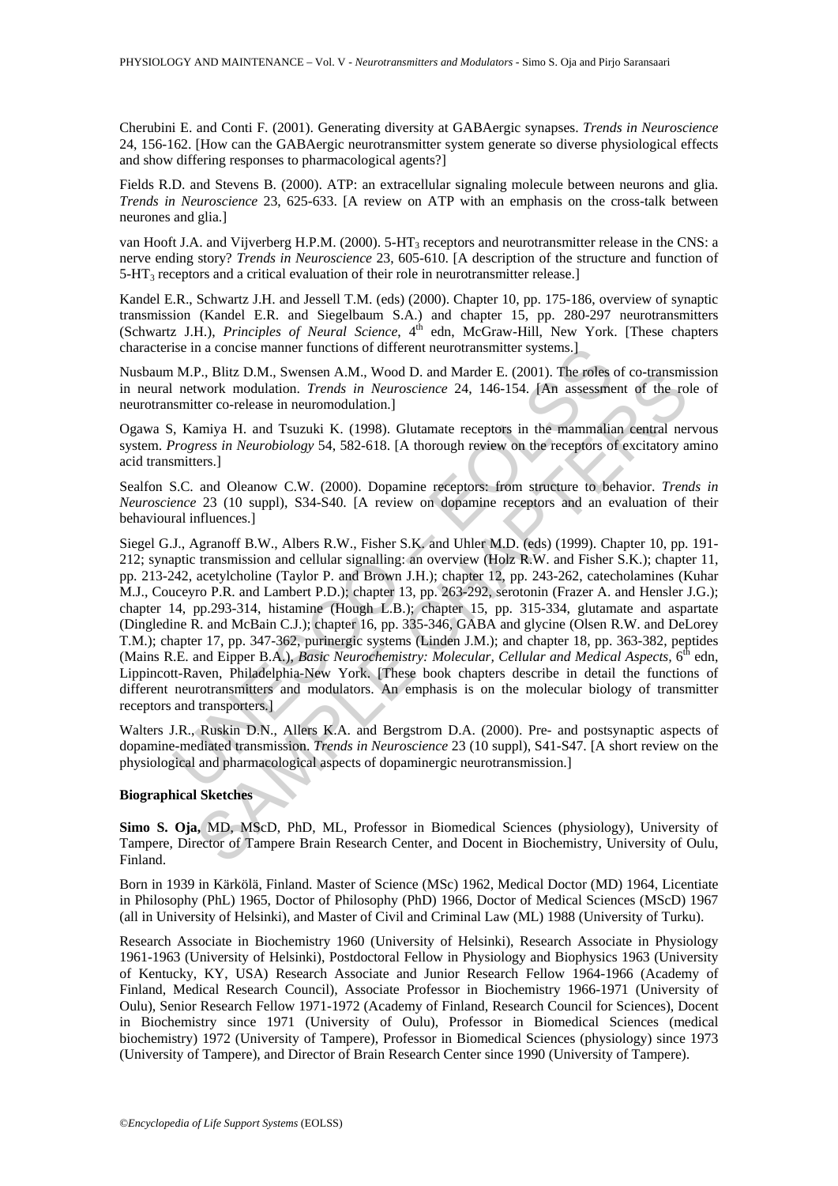Cherubini E. and Conti F. (2001). Generating diversity at GABAergic synapses. *Trends in Neuroscience* 24, 156-162. [How can the GABAergic neurotransmitter system generate so diverse physiological effects and show differing responses to pharmacological agents?]

Fields R.D. and Stevens B. (2000). ATP: an extracellular signaling molecule between neurons and glia. *Trends in Neuroscience* 23, 625-633. [A review on ATP with an emphasis on the cross-talk between neurones and glia.]

van Hooft J.A. and Vijverberg H.P.M. (2000). 5-$HT_3$ receptors and neurotransmitter release in the CNS: a nerve ending story? *Trends in Neuroscience* 23, 605-610. [A description of the structure and function of 5-$HT_3$ receptors and a critical evaluation of their role in neurotransmitter release.]

Kandel E.R., Schwartz J.H. and Jessell T.M. (eds) (2000). Chapter 10, pp. 175-186, overview of synaptic transmission (Kandel E.R. and Siegelbaum S.A.) and chapter 15, pp. 280-297 neurotransmitters (Schwartz J.H.), *Principles of Neural Science*, 4[th] edn, McGraw-Hill, New York. [These chapters characterise in a concise manner functions of different neurotransmitter systems.]

Nusbaum M.P., Blitz D.M., Swensen A.M., Wood D. and Marder E. (2001). The roles of co-transmission in neural network modulation. *Trends in Neuroscience* 24, 146-154. [An assessment of the role of neurotransmitter co-release in neuromodulation.]

Ogawa S, Kamiya H. and Tsuzuki K. (1998). Glutamate receptors in the mammalian central nervous system. *Progress in Neurobiology* 54, 582-618. [A thorough review on the receptors of excitatory amino acid transmitters.]

Sealfon S.C. and Oleanow C.W. (2000). Dopamine receptors: from structure to behavior. *Trends in Neuroscience* 23 (10 suppl), S34-S40. [A review on dopamine receptors and an evaluation of their behavioural influences.]

Siegel G.J., Agranoff B.W., Albers R.W., Fisher S.K. and Uhler M.D. (eds) (1999). Chapter 10, pp. 191-212; synaptic transmission and cellular signalling: an overview (Holz R.W. and Fisher S.K.); chapter 11, pp. 213-242, acetylcholine (Taylor P. and Brown J.H.); chapter 12, pp. 243-262, catecholamines (Kuhar M.J., Couceyro P.R. and Lambert P.D.); chapter 13, pp. 263-292, serotonin (Frazer A. and Hensler J.G.); chapter 14, pp.293-314, histamine (Hough L.B.); chapter 15, pp. 315-334, glutamate and aspartate (Dingledine R. and McBain C.J.); chapter 16, pp. 335-346, GABA and glycine (Olsen R.W. and DeLorey T.M.); chapter 17, pp. 347-362, purinergic systems (Linden J.M.); and chapter 18, pp. 363-382, peptides (Mains R.E. and Eipper B.A.), *Basic Neurochemistry: Molecular, Cellular and Medical Aspects*, 6[th] edn, Lippincott-Raven, Philadelphia-New York. [These book chapters describe in detail the functions of different neurotransmitters and modulators. An emphasis is on the molecular biology of transmitter receptors and transporters.]

Walters J.R., Ruskin D.N., Allers K.A. and Bergstrom D.A. (2000). Pre- and postsynaptic aspects of dopamine-mediated transmission. *Trends in Neuroscience* 23 (10 suppl), S41-S47. [A short review on the physiological and pharmacological aspects of dopaminergic neurotransmission.]

## Biographical Sketches

**Simo S. Oja,** MD, MScD, PhD, ML, Professor in Biomedical Sciences (physiology), University of Tampere, Director of Tampere Brain Research Center, and Docent in Biochemistry, University of Oulu, Finland.

Born in 1939 in Kärkölä, Finland. Master of Science (MSc) 1962, Medical Doctor (MD) 1964, Licentiate in Philosophy (PhL) 1965, Doctor of Philosophy (PhD) 1966, Doctor of Medical Sciences (MScD) 1967 (all in University of Helsinki), and Master of Civil and Criminal Law (ML) 1988 (University of Turku).

Research Associate in Biochemistry 1960 (University of Helsinki), Research Associate in Physiology 1961-1963 (University of Helsinki), Postdoctoral Fellow in Physiology and Biophysics 1963 (University of Kentucky, KY, USA) Research Associate and Junior Research Fellow 1964-1966 (Academy of Finland, Medical Research Council), Associate Professor in Biochemistry 1966-1971 (University of Oulu), Senior Research Fellow 1971-1972 (Academy of Finland, Research Council for Sciences), Docent in Biochemistry since 1971 (University of Oulu), Professor in Biomedical Sciences (medical biochemistry) 1972 (University of Tampere), Professor in Biomedical Sciences (physiology) since 1973 (University of Tampere), and Director of Brain Research Center since 1990 (University of Tampere).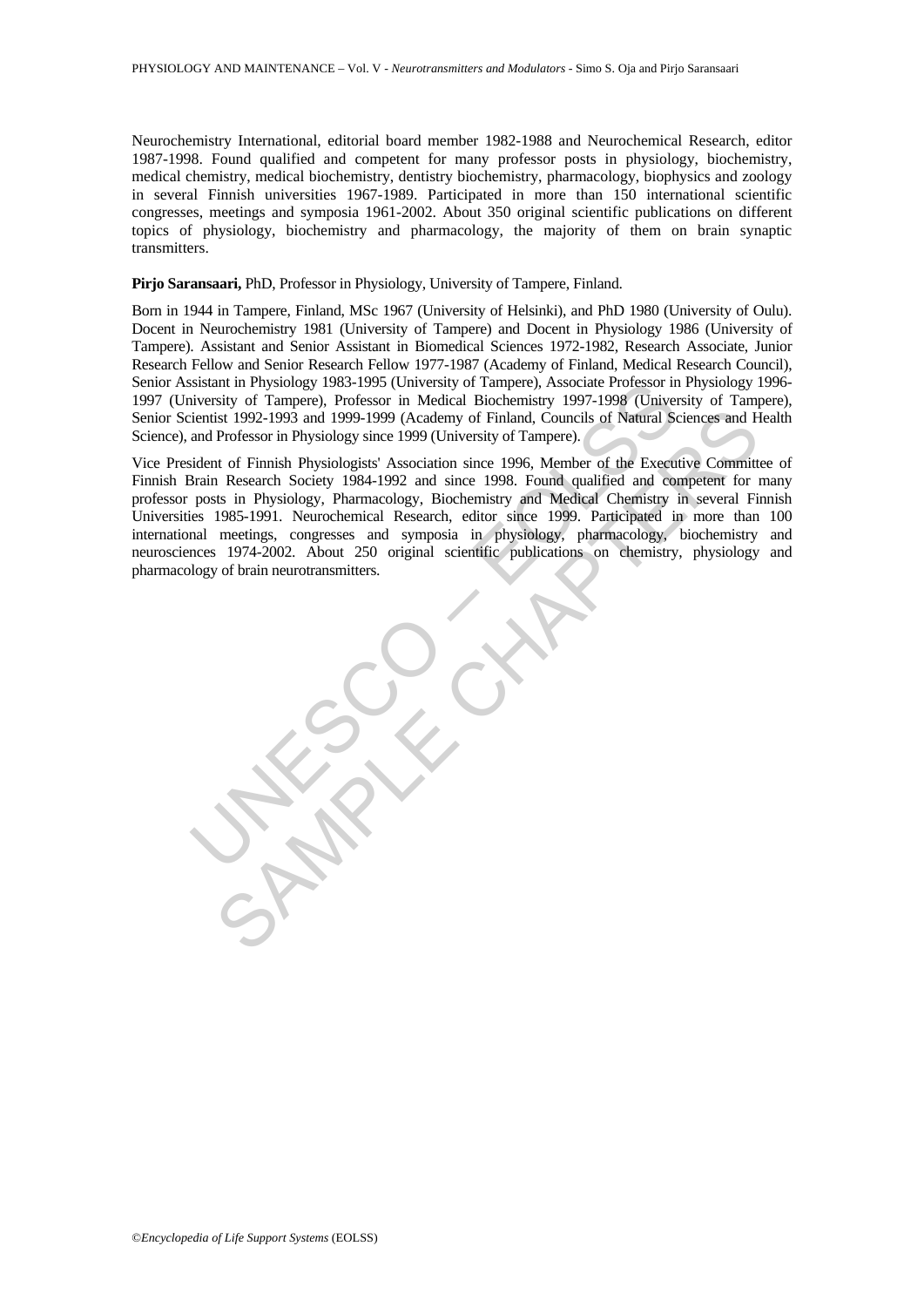Neurochemistry International, editorial board member 1982-1988 and Neurochemical Research, editor 1987-1998. Found qualified and competent for many professor posts in physiology, biochemistry, medical chemistry, medical biochemistry, dentistry biochemistry, pharmacology, biophysics and zoology in several Finnish universities 1967-1989. Participated in more than 150 international scientific congresses, meetings and symposia 1961-2002. About 350 original scientific publications on different topics of physiology, biochemistry and pharmacology, the majority of them on brain synaptic transmitters.

**Pirjo Saransaari,** PhD, Professor in Physiology, University of Tampere, Finland.

Born in 1944 in Tampere, Finland, MSc 1967 (University of Helsinki), and PhD 1980 (University of Oulu). Docent in Neurochemistry 1981 (University of Tampere) and Docent in Physiology 1986 (University of Tampere). Assistant and Senior Assistant in Biomedical Sciences 1972-1982, Research Associate, Junior Research Fellow and Senior Research Fellow 1977-1987 (Academy of Finland, Medical Research Council), Senior Assistant in Physiology 1983-1995 (University of Tampere), Associate Professor in Physiology 1996-1997 (University of Tampere), Professor in Medical Biochemistry 1997-1998 (University of Tampere), Senior Scientist 1992-1993 and 1999-1999 (Academy of Finland, Councils of Natural Sciences and Health Science), and Professor in Physiology since 1999 (University of Tampere).

Vice President of Finnish Physiologists' Association since 1996, Member of the Executive Committee of Finnish Brain Research Society 1984-1992 and since 1998. Found qualified and competent for many professor posts in Physiology, Pharmacology, Biochemistry and Medical Chemistry in several Finnish Universities 1985-1991. Neurochemical Research, editor since 1999. Participated in more than 100 international meetings, congresses and symposia in physiology, pharmacology, biochemistry and neurosciences 1974-2002. About 250 original scientific publications on chemistry, physiology and pharmacology of brain neurotransmitters.